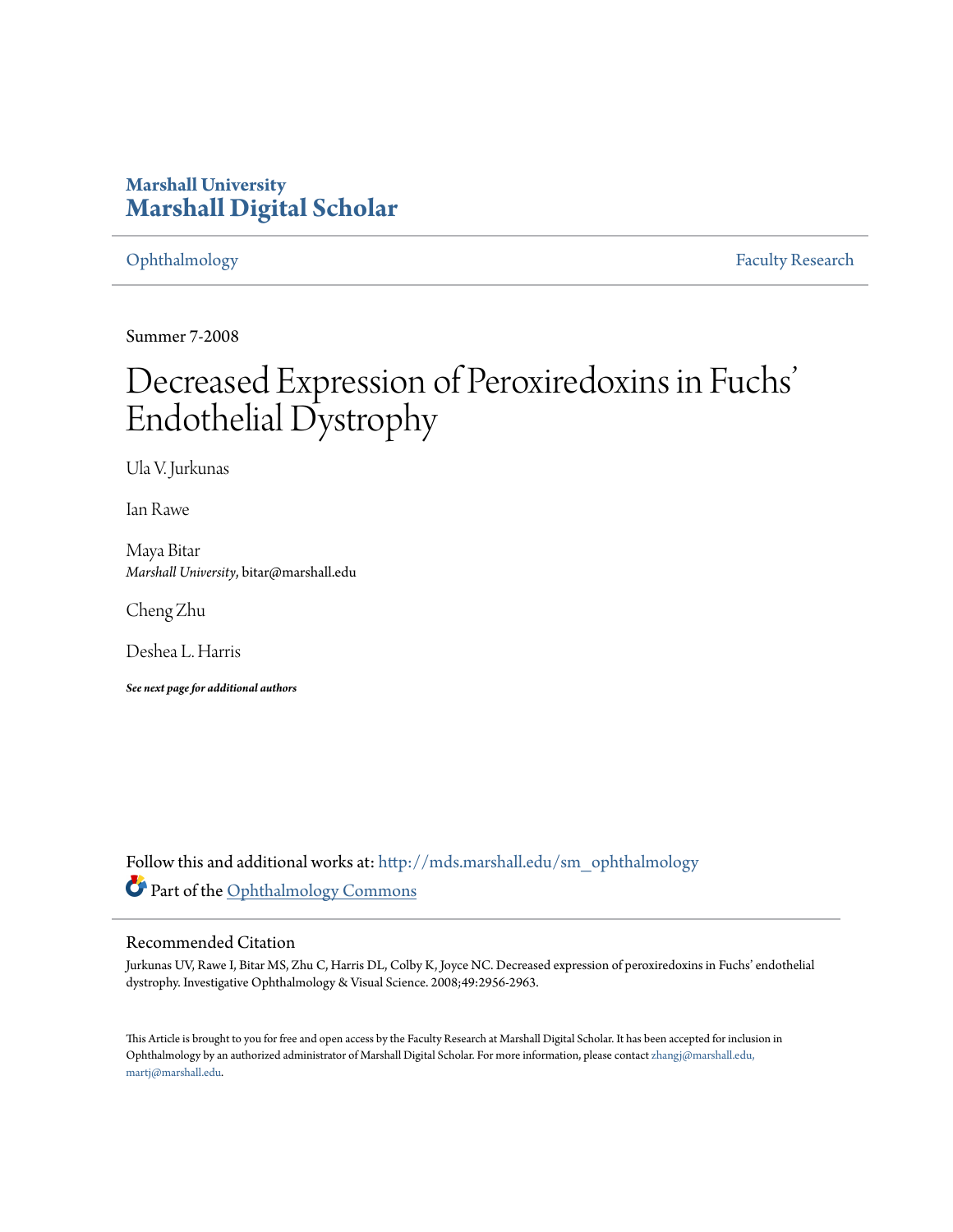Marshall University
**Marshall Digital Scholar**

Ophthalmology | Faculty Research

Summer 7-2008

# Decreased Expression of Peroxiredoxins in Fuchs' Endothelial Dystrophy

Ula V. Jurkunas

Ian Rawe

Maya Bitar
*Marshall University*, bitar@marshall.edu

Cheng Zhu

Deshea L. Harris

***See next page for additional authors***

Follow this and additional works at: http://mds.marshall.edu/sm_ophthalmology

Part of the Ophthalmology Commons

## Recommended Citation

Jurkunas UV, Rawe I, Bitar MS, Zhu C, Harris DL, Colby K, Joyce NC. Decreased expression of peroxiredoxins in Fuchs' endothelial dystrophy. Investigative Ophthalmology & Visual Science. 2008;49:2956-2963.

This Article is brought to you for free and open access by the Faculty Research at Marshall Digital Scholar. It has been accepted for inclusion in Ophthalmology by an authorized administrator of Marshall Digital Scholar. For more information, please contact zhangj@marshall.edu, martj@marshall.edu.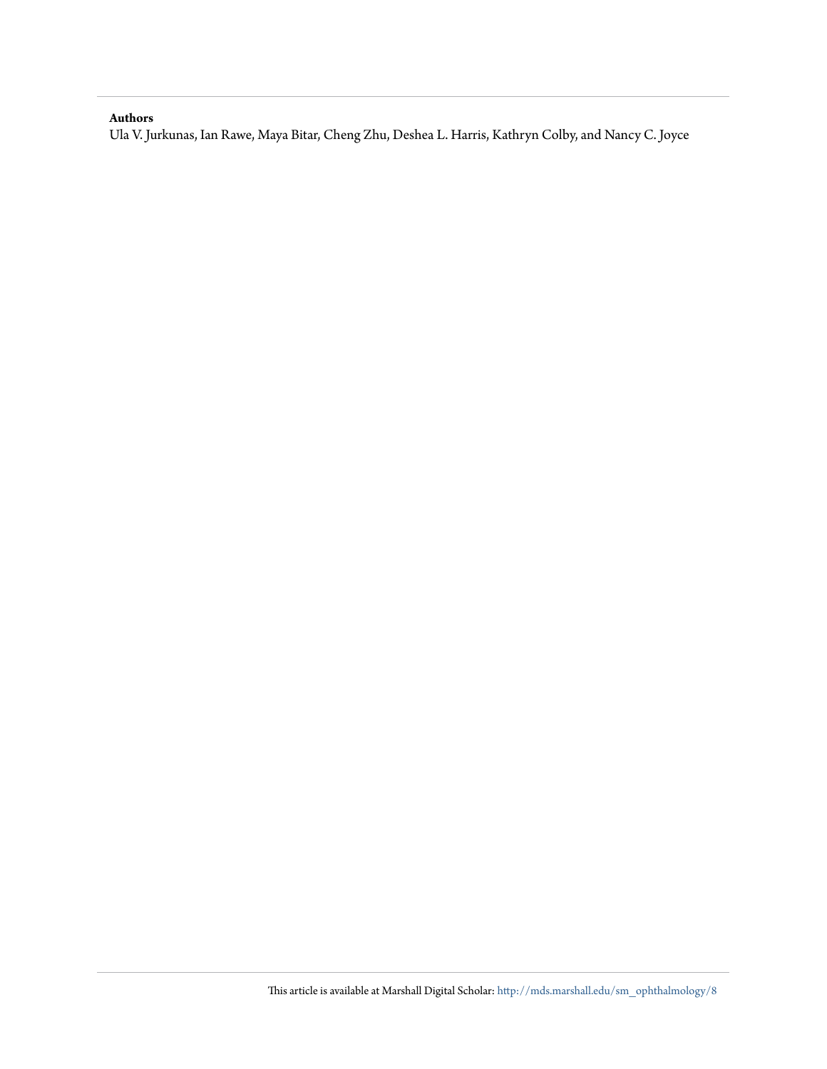**Authors**

Ula V. Jurkunas, Ian Rawe, Maya Bitar, Cheng Zhu, Deshea L. Harris, Kathryn Colby, and Nancy C. Joyce

This article is available at Marshall Digital Scholar: http://mds.marshall.edu/sm_ophthalmology/8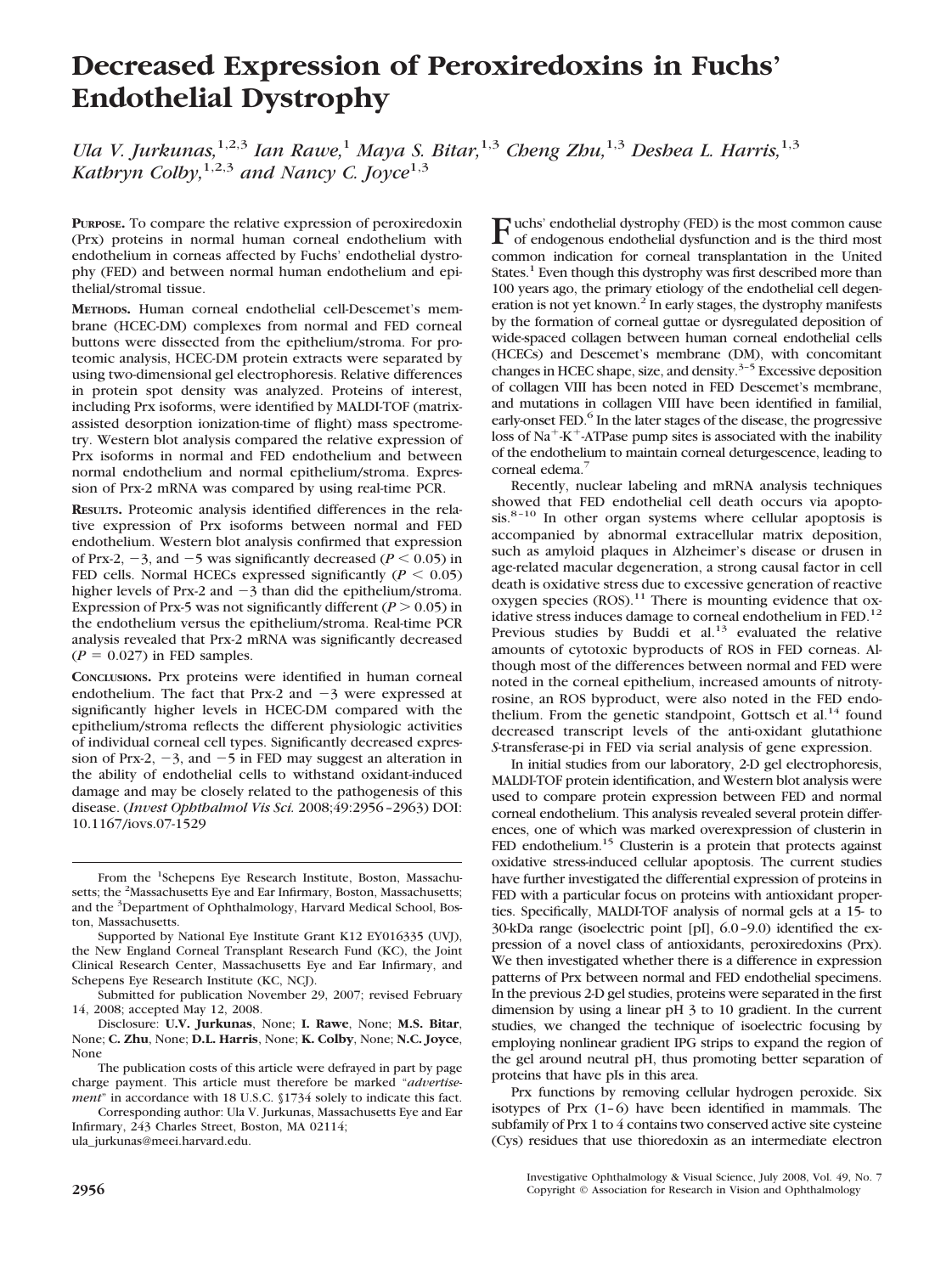# Decreased Expression of Peroxiredoxins in Fuchs' Endothelial Dystrophy

*Ula V. Jurkunas,*[1,2,3] *Ian Rawe,*[1] *Maya S. Bitar,*[1,3] *Cheng Zhu,*[1,3] *Deshea L. Harris,*[1,3] *Kathryn Colby,*[1,2,3] *and Nancy C. Joyce*[1,3]

**PURPOSE.** To compare the relative expression of peroxiredoxin (Prx) proteins in normal human corneal endothelium with endothelium in corneas affected by Fuchs' endothelial dystrophy (FED) and between normal human endothelium and epithelial/stromal tissue.

**METHODS.** Human corneal endothelial cell-Descemet's membrane (HCEC-DM) complexes from normal and FED corneal buttons were dissected from the epithelium/stroma. For proteomic analysis, HCEC-DM protein extracts were separated by using two-dimensional gel electrophoresis. Relative differences in protein spot density was analyzed. Proteins of interest, including Prx isoforms, were identified by MALDI-TOF (matrix-assisted desorption ionization-time of flight) mass spectrometry. Western blot analysis compared the relative expression of Prx isoforms in normal and FED endothelium and between normal endothelium and normal epithelium/stroma. Expression of Prx-2 mRNA was compared by using real-time PCR.

**RESULTS.** Proteomic analysis identified differences in the relative expression of Prx isoforms between normal and FED endothelium. Western blot analysis confirmed that expression of Prx-2, −3, and −5 was significantly decreased ($P < 0.05$) in FED cells. Normal HCECs expressed significantly ($P < 0.05$) higher levels of Prx-2 and −3 than did the epithelium/stroma. Expression of Prx-5 was not significantly different ($P > 0.05$) in the endothelium versus the epithelium/stroma. Real-time PCR analysis revealed that Prx-2 mRNA was significantly decreased ($P = 0.027$) in FED samples.

**CONCLUSIONS.** Prx proteins were identified in human corneal endothelium. The fact that Prx-2 and −3 were expressed at significantly higher levels in HCEC-DM compared with the epithelium/stroma reflects the different physiologic activities of individual corneal cell types. Significantly decreased expression of Prx-2, −3, and −5 in FED may suggest an alteration in the ability of endothelial cells to withstand oxidant-induced damage and may be closely related to the pathogenesis of this disease. (*Invest Ophthalmol Vis Sci.* 2008;49:2956–2963) DOI: 10.1167/iovs.07-1529

From the [1]Schepens Eye Research Institute, Boston, Massachusetts; the [2]Massachusetts Eye and Ear Infirmary, Boston, Massachusetts; and the [3]Department of Ophthalmology, Harvard Medical School, Boston, Massachusetts.

Supported by National Eye Institute Grant K12 EY016335 (UVJ), the New England Corneal Transplant Research Fund (KC), the Joint Clinical Research Center, Massachusetts Eye and Ear Infirmary, and Schepens Eye Research Institute (KC, NCJ).

Submitted for publication November 29, 2007; revised February 14, 2008; accepted May 12, 2008.

Disclosure: **U.V. Jurkunas**, None; **I. Rawe**, None; **M.S. Bitar**, None; **C. Zhu**, None; **D.L. Harris**, None; **K. Colby**, None; **N.C. Joyce**, None

The publication costs of this article were defrayed in part by page charge payment. This article must therefore be marked "*advertisement*" in accordance with 18 U.S.C. §1734 solely to indicate this fact.

Corresponding author: Ula V. Jurkunas, Massachusetts Eye and Ear Infirmary, 243 Charles Street, Boston, MA 02114; ula_jurkunas@meei.harvard.edu.

Fuchs' endothelial dystrophy (FED) is the most common cause of endogenous endothelial dysfunction and is the third most common indication for corneal transplantation in the United States.[1] Even though this dystrophy was first described more than 100 years ago, the primary etiology of the endothelial cell degeneration is not yet known.[2] In early stages, the dystrophy manifests by the formation of corneal guttae or dysregulated deposition of wide-spaced collagen between human corneal endothelial cells (HCECs) and Descemet's membrane (DM), with concomitant changes in HCEC shape, size, and density.[3–5] Excessive deposition of collagen VIII has been noted in FED Descemet's membrane, and mutations in collagen VIII have been identified in familial, early-onset FED.[6] In the later stages of the disease, the progressive loss of $Na^+$-$K^+$-ATPase pump sites is associated with the inability of the endothelium to maintain corneal deturgescence, leading to corneal edema.[7]

Recently, nuclear labeling and mRNA analysis techniques showed that FED endothelial cell death occurs via apoptosis.[8–10] In other organ systems where cellular apoptosis is accompanied by abnormal extracellular matrix deposition, such as amyloid plaques in Alzheimer's disease or drusen in age-related macular degeneration, a strong causal factor in cell death is oxidative stress due to excessive generation of reactive oxygen species (ROS).[11] There is mounting evidence that oxidative stress induces damage to corneal endothelium in FED.[12] Previous studies by Buddi et al.[13] evaluated the relative amounts of cytotoxic byproducts of ROS in FED corneas. Although most of the differences between normal and FED were noted in the corneal epithelium, increased amounts of nitrotyrosine, an ROS byproduct, were also noted in the FED endothelium. From the genetic standpoint, Gottsch et al.[14] found decreased transcript levels of the anti-oxidant glutathione *S*-transferase-pi in FED via serial analysis of gene expression.

In initial studies from our laboratory, 2-D gel electrophoresis, MALDI-TOF protein identification, and Western blot analysis were used to compare protein expression between FED and normal corneal endothelium. This analysis revealed several protein differences, one of which was marked overexpression of clusterin in FED endothelium.[15] Clusterin is a protein that protects against oxidative stress-induced cellular apoptosis. The current studies have further investigated the differential expression of proteins in FED with a particular focus on proteins with antioxidant properties. Specifically, MALDI-TOF analysis of normal gels at a 15- to 30-kDa range (isoelectric point [pI], 6.0–9.0) identified the expression of a novel class of antioxidants, peroxiredoxins (Prx). We then investigated whether there is a difference in expression patterns of Prx between normal and FED endothelial specimens. In the previous 2-D gel studies, proteins were separated in the first dimension by using a linear pH 3 to 10 gradient. In the current studies, we changed the technique of isoelectric focusing by employing nonlinear gradient IPG strips to expand the region of the gel around neutral pH, thus promoting better separation of proteins that have pIs in this area.

Prx functions by removing cellular hydrogen peroxide. Six isotypes of Prx (1–6) have been identified in mammals. The subfamily of Prx 1 to 4 contains two conserved active site cysteine (Cys) residues that use thioredoxin as an intermediate electron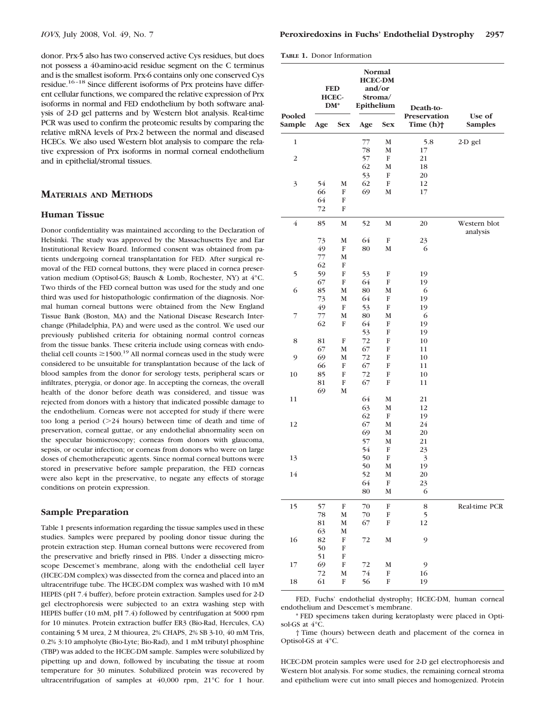donor. Prx-5 also has two conserved active Cys residues, but does not possess a 40-amino-acid residue segment on the C terminus and is the smallest isoform. Prx-6 contains only one conserved Cys residue.[16–18] Since different isoforms of Prx proteins have different cellular functions, we compared the relative expression of Prx isoforms in normal and FED endothelium by both software analysis of 2-D gel patterns and by Western blot analysis. Real-time PCR was used to confirm the proteomic results by comparing the relative mRNA levels of Prx-2 between the normal and diseased HCECs. We also used Western blot analysis to compare the relative expression of Prx isoforms in normal corneal endothelium and in epithelial/stromal tissues.

## Materials and Methods

### Human Tissue

Donor confidentiality was maintained according to the Declaration of Helsinki. The study was approved by the Massachusetts Eye and Ear Institutional Review Board. Informed consent was obtained from patients undergoing corneal transplantation for FED. After surgical removal of the FED corneal buttons, they were placed in cornea preservation medium (Optisol-GS; Bausch & Lomb, Rochester, NY) at 4°C. Two thirds of the FED corneal button was used for the study and one third was used for histopathologic confirmation of the diagnosis. Normal human corneal buttons were obtained from the New England Tissue Bank (Boston, MA) and the National Disease Research Interchange (Philadelphia, PA) and were used as the control. We used our previously published criteria for obtaining normal control corneas from the tissue banks. These criteria include using corneas with endothelial cell counts ≥1500.[19] All normal corneas used in the study were considered to be unsuitable for transplantation because of the lack of blood samples from the donor for serology tests, peripheral scars or infiltrates, pterygia, or donor age. In accepting the corneas, the overall health of the donor before death was considered, and tissue was rejected from donors with a history that indicated possible damage to the endothelium. Corneas were not accepted for study if there were too long a period (>24 hours) between time of death and time of preservation, corneal guttae, or any endothelial abnormality seen on the specular biomicroscopy; corneas from donors with glaucoma, sepsis, or ocular infection; or corneas from donors who were on large doses of chemotherapeutic agents. Since normal corneal buttons were stored in preservative before sample preparation, the FED corneas were also kept in the preservative, to negate any effects of storage conditions on protein expression.

### Sample Preparation

Table 1 presents information regarding the tissue samples used in these studies. Samples were prepared by pooling donor tissue during the protein extraction step. Human corneal buttons were recovered from the preservative and briefly rinsed in PBS. Under a dissecting microscope Descemet's membrane, along with the endothelial cell layer (HCEC-DM complex) was dissected from the cornea and placed into an ultracentrifuge tube. The HCEC-DM complex was washed with 10 mM HEPES (pH 7.4 buffer), before protein extraction. Samples used for 2-D gel electrophoresis were subjected to an extra washing step with HEPES buffer (10 mM, pH 7.4) followed by centrifugation at 5000 rpm for 10 minutes. Protein extraction buffer ER3 (Bio-Rad, Hercules, CA) containing 5 M urea, 2 M thiourea, 2% CHAPS, 2% SB 3-10, 40 mM Tris, 0.2% 3:10 ampholyte (Bio-Lyte; Bio-Rad), and 1 mM tributyl phosphine (TBP) was added to the HCEC-DM sample. Samples were solubilized by pipetting up and down, followed by incubating the tissue at room temperature for 30 minutes. Solubilized protein was recovered by ultracentrifugation of samples at 40,000 rpm, 21°C for 1 hour. HCEC-DM protein samples were used for 2-D gel electrophoresis and Western blot analysis. For some studies, the remaining corneal stroma and epithelium were cut into small pieces and homogenized. Protein

**Table 1.** Donor Information

| Pooled Sample | FED HCEC-DM* | | Normal HCEC-DM and/or Stroma/Epithelium | | Death-to-Preservation Time (h)† | Use of Samples |
|---|---|---|---|---|---|---|
| | Age | Sex | Age | Sex | | |
| 1 | | | 77 | M | 5.8 | 2-D gel |
| | | | 78 | M | 17 | |
| 2 | | | 57 | F | 21 | |
| | | | 62 | M | 18 | |
| | | | 53 | F | 20 | |
| 3 | 54 | M | 62 | F | 12 | |
| | 66 | F | 69 | M | 17 | |
| | 64 | F | | | | |
| | 72 | F | | | | |
| 4 | 85 | M | 52 | M | 20 | Western blot analysis |
| | 73 | M | 64 | F | 23 | |
| | 49 | F | 80 | M | 6 | |
| | 77 | M | | | | |
| | 62 | F | | | | |
| 5 | 59 | F | 53 | F | 19 | |
| | 67 | F | 64 | F | 19 | |
| 6 | 85 | M | 80 | M | 6 | |
| | 73 | M | 64 | F | 19 | |
| | 49 | F | 53 | F | 19 | |
| 7 | 77 | M | 80 | M | 6 | |
| | 62 | F | 64 | F | 19 | |
| | | | 53 | F | 19 | |
| 8 | 81 | F | 72 | F | 10 | |
| | 67 | M | 67 | F | 11 | |
| 9 | 69 | M | 72 | F | 10 | |
| | 66 | F | 67 | F | 11 | |
| 10 | 85 | F | 72 | F | 10 | |
| | 81 | F | 67 | F | 11 | |
| | 69 | M | | | | |
| 11 | | | 64 | M | 21 | |
| | | | 63 | M | 12 | |
| | | | 62 | F | 19 | |
| 12 | | | 67 | M | 24 | |
| | | | 69 | M | 20 | |
| | | | 57 | M | 21 | |
| | | | 54 | F | 23 | |
| 13 | | | 50 | F | 3 | |
| | | | 50 | M | 19 | |
| 14 | | | 52 | M | 20 | |
| | | | 64 | F | 23 | |
| | | | 80 | M | 6 | |
| 15 | 57 | F | 70 | F | 8 | Real-time PCR |
| | 78 | M | 70 | F | 5 | |
| | 81 | M | 67 | F | 12 | |
| | 63 | M | | | | |
| 16 | 82 | F | 72 | M | 9 | |
| | 50 | F | | | | |
| | 51 | F | | | | |
| 17 | 69 | F | 72 | M | 9 | |
| | 72 | M | 74 | F | 16 | |
| 18 | 61 | F | 56 | F | 19 | |

FED, Fuchs' endothelial dystrophy; HCEC-DM, human corneal endothelium and Descemet's membrane.

\* FED specimens taken during keratoplasty were placed in Optisol-GS at 4°C.

† Time (hours) between death and placement of the cornea in Optisol-GS at 4°C.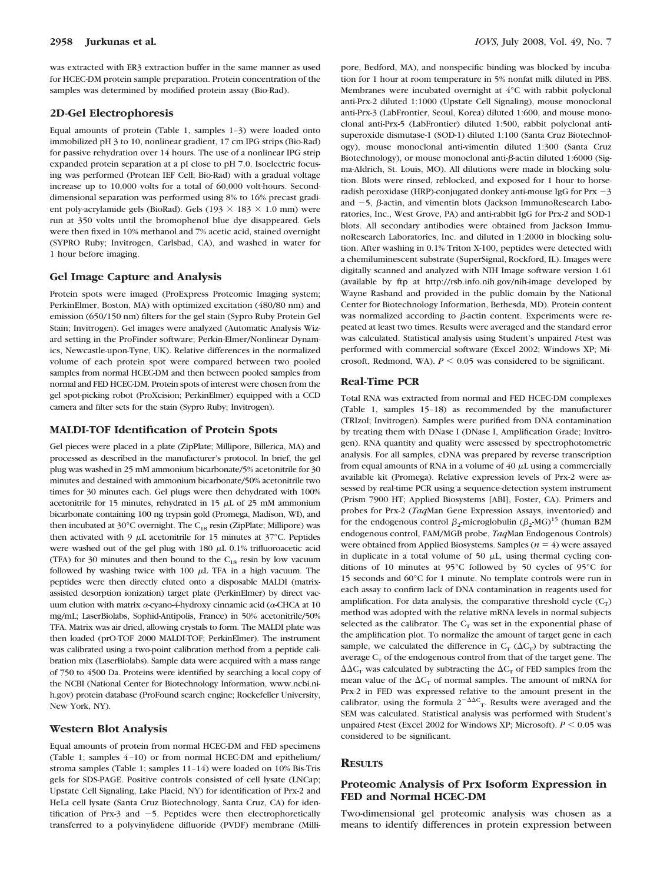was extracted with ER3 extraction buffer in the same manner as used for HCEC-DM protein sample preparation. Protein concentration of the samples was determined by modified protein assay (Bio-Rad).

## 2D-Gel Electrophoresis

Equal amounts of protein (Table 1, samples 1–3) were loaded onto immobilized pH 3 to 10, nonlinear gradient, 17 cm IPG strips (Bio-Rad) for passive rehydration over 14 hours. The use of a nonlinear IPG strip expanded protein separation at a pI close to pH 7.0. Isoelectric focusing was performed (Protean IEF Cell; Bio-Rad) with a gradual voltage increase up to 10,000 volts for a total of 60,000 volt-hours. Second-dimensional separation was performed using 8% to 16% precast gradient poly-acrylamide gels (BioRad). Gels (193 × 183 × 1.0 mm) were run at 350 volts until the bromophenol blue dye disappeared. Gels were then fixed in 10% methanol and 7% acetic acid, stained overnight (SYPRO Ruby; Invitrogen, Carlsbad, CA), and washed in water for 1 hour before imaging.

## Gel Image Capture and Analysis

Protein spots were imaged (ProExpress Proteomic Imaging system; PerkinElmer, Boston, MA) with optimized excitation (480/80 nm) and emission (650/150 nm) filters for the gel stain (Sypro Ruby Protein Gel Stain; Invitrogen). Gel images were analyzed (Automatic Analysis Wizard setting in the ProFinder software; Perkin-Elmer/Nonlinear Dynamics, Newcastle-upon-Tyne, UK). Relative differences in the normalized volume of each protein spot were compared between two pooled samples from normal HCEC-DM and then between pooled samples from normal and FED HCEC-DM. Protein spots of interest were chosen from the gel spot-picking robot (ProXcision; PerkinElmer) equipped with a CCD camera and filter sets for the stain (Sypro Ruby; Invitrogen).

## MALDI-TOF Identification of Protein Spots

Gel pieces were placed in a plate (ZipPlate; Millipore, Billerica, MA) and processed as described in the manufacturer's protocol. In brief, the gel plug was washed in 25 mM ammonium bicarbonate/5% acetonitrile for 30 minutes and destained with ammonium bicarbonate/50% acetonitrile two times for 30 minutes each. Gel plugs were then dehydrated with 100% acetonitrile for 15 minutes, rehydrated in 15 $\mu$L of 25 mM ammonium bicarbonate containing 100 ng trypsin gold (Promega, Madison, WI), and then incubated at 30°C overnight. The $C_{18}$ resin (ZipPlate; Millipore) was then activated with 9 $\mu$L acetonitrile for 15 minutes at 37°C. Peptides were washed out of the gel plug with 180 $\mu$L 0.1% trifluoroacetic acid (TFA) for 30 minutes and then bound to the $C_{18}$ resin by low vacuum followed by washing twice with 100 $\mu$L TFA in a high vacuum. The peptides were then directly eluted onto a disposable MALDI (matrix-assisted desorption ionization) target plate (PerkinElmer) by direct vacuum elution with matrix $\alpha$-cyano-4-hydroxy cinnamic acid ($\alpha$-CHCA at 10 mg/mL; LaserBiolabs, Sophid-Antipolis, France) in 50% acetonitrile/50% TFA. Matrix was air dried, allowing crystals to form. The MALDI plate was then loaded (prO-TOF 2000 MALDI-TOF; PerkinElmer). The instrument was calibrated using a two-point calibration method from a peptide calibration mix (LaserBiolabs). Sample data were acquired with a mass range of 750 to 4500 Da. Proteins were identified by searching a local copy of the NCBI (National Center for Biotechnology Information, www.ncbi.nih.gov) protein database (ProFound search engine; Rockefeller University, New York, NY).

## Western Blot Analysis

Equal amounts of protein from normal HCEC-DM and FED specimens (Table 1; samples 4–10) or from normal HCEC-DM and epithelium/stroma samples (Table 1; samples 11–14) were loaded on 10% Bis-Tris gels for SDS-PAGE. Positive controls consisted of cell lysate (LNCap; Upstate Cell Signaling, Lake Placid, NY) for identification of Prx-2 and HeLa cell lysate (Santa Cruz Biotechnology, Santa Cruz, CA) for identification of Prx-3 and −5. Peptides were then electrophoretically transferred to a polyvinylidene difluoride (PVDF) membrane (Millipore, Bedford, MA), and nonspecific binding was blocked by incubation for 1 hour at room temperature in 5% nonfat milk diluted in PBS. Membranes were incubated overnight at 4°C with rabbit polyclonal anti-Prx-2 diluted 1:1000 (Upstate Cell Signaling), mouse monoclonal anti-Prx-3 (LabFrontier, Seoul, Korea) diluted 1:600, and mouse monoclonal anti-Prx-5 (LabFrontier) diluted 1:500, rabbit polyclonal anti-superoxide dismutase-1 (SOD-1) diluted 1:100 (Santa Cruz Biotechnology), mouse monoclonal anti-vimentin diluted 1:300 (Santa Cruz Biotechnology), or mouse monoclonal anti-$\beta$-actin diluted 1:6000 (Sigma-Aldrich, St. Louis, MO). All dilutions were made in blocking solution. Blots were rinsed, reblocked, and exposed for 1 hour to horseradish peroxidase (HRP)-conjugated donkey anti-mouse IgG for Prx −3 and −5, $\beta$-actin, and vimentin blots (Jackson ImmunoResearch Laboratories, Inc., West Grove, PA) and anti-rabbit IgG for Prx-2 and SOD-1 blots. All secondary antibodies were obtained from Jackson ImmunoResearch Laboratories, Inc. and diluted in 1:2000 in blocking solution. After washing in 0.1% Triton X-100, peptides were detected with a chemiluminescent substrate (SuperSignal, Rockford, IL). Images were digitally scanned and analyzed with NIH Image software version 1.61 (available by ftp at http://rsb.info.nih.gov/nih-image developed by Wayne Rasband and provided in the public domain by the National Center for Biotechnology Information, Bethesda, MD). Protein content was normalized according to $\beta$-actin content. Experiments were repeated at least two times. Results were averaged and the standard error was calculated. Statistical analysis using Student's unpaired *t*-test was performed with commercial software (Excel 2002; Windows XP; Microsoft, Redmond, WA). $P < 0.05$ was considered to be significant.

## Real-Time PCR

Total RNA was extracted from normal and FED HCEC-DM complexes (Table 1, samples 15–18) as recommended by the manufacturer (TRIzol; Invitrogen). Samples were purified from DNA contamination by treating them with DNase I (DNase I, Amplification Grade; Invitrogen). RNA quantity and quality were assessed by spectrophotometric analysis. For all samples, cDNA was prepared by reverse transcription from equal amounts of RNA in a volume of 40 $\mu$L using a commercially available kit (Promega). Relative expression levels of Prx-2 were assessed by real-time PCR using a sequence-detection system instrument (Prism 7900 HT; Applied Biosystems [ABI], Foster, CA). Primers and probes for Prx-2 (*Taq*Man Gene Expression Assays, inventoried) and for the endogenous control $\beta_2$-microglobulin ($\beta_2$-MG)[15] (human B2M endogenous control, FAM/MGB probe, *Taq*Man Endogenous Controls) were obtained from Applied Biosystems. Samples ($n = 4$) were assayed in duplicate in a total volume of 50 $\mu$L, using thermal cycling conditions of 10 minutes at 95°C followed by 50 cycles of 95°C for 15 seconds and 60°C for 1 minute. No template controls were run in each assay to confirm lack of DNA contamination in reagents used for amplification. For data analysis, the comparative threshold cycle ($C_T$) method was adopted with the relative mRNA levels in normal subjects selected as the calibrator. The $C_T$ was set in the exponential phase of the amplification plot. To normalize the amount of target gene in each sample, we calculated the difference in $C_T$ ($\Delta C_T$) by subtracting the average $C_T$ of the endogenous control from that of the target gene. The $\Delta\Delta C_T$ was calculated by subtracting the $\Delta C_T$ of FED samples from the mean value of the $\Delta C_T$ of normal samples. The amount of mRNA for Prx-2 in FED was expressed relative to the amount present in the calibrator, using the formula $2^{-\Delta\Delta C_T}$. Results were averaged and the SEM was calculated. Statistical analysis was performed with Student's unpaired *t*-test (Excel 2002 for Windows XP; Microsoft). $P < 0.05$ was considered to be significant.

# Results

## Proteomic Analysis of Prx Isoform Expression in FED and Normal HCEC-DM

Two-dimensional gel proteomic analysis was chosen as a means to identify differences in protein expression between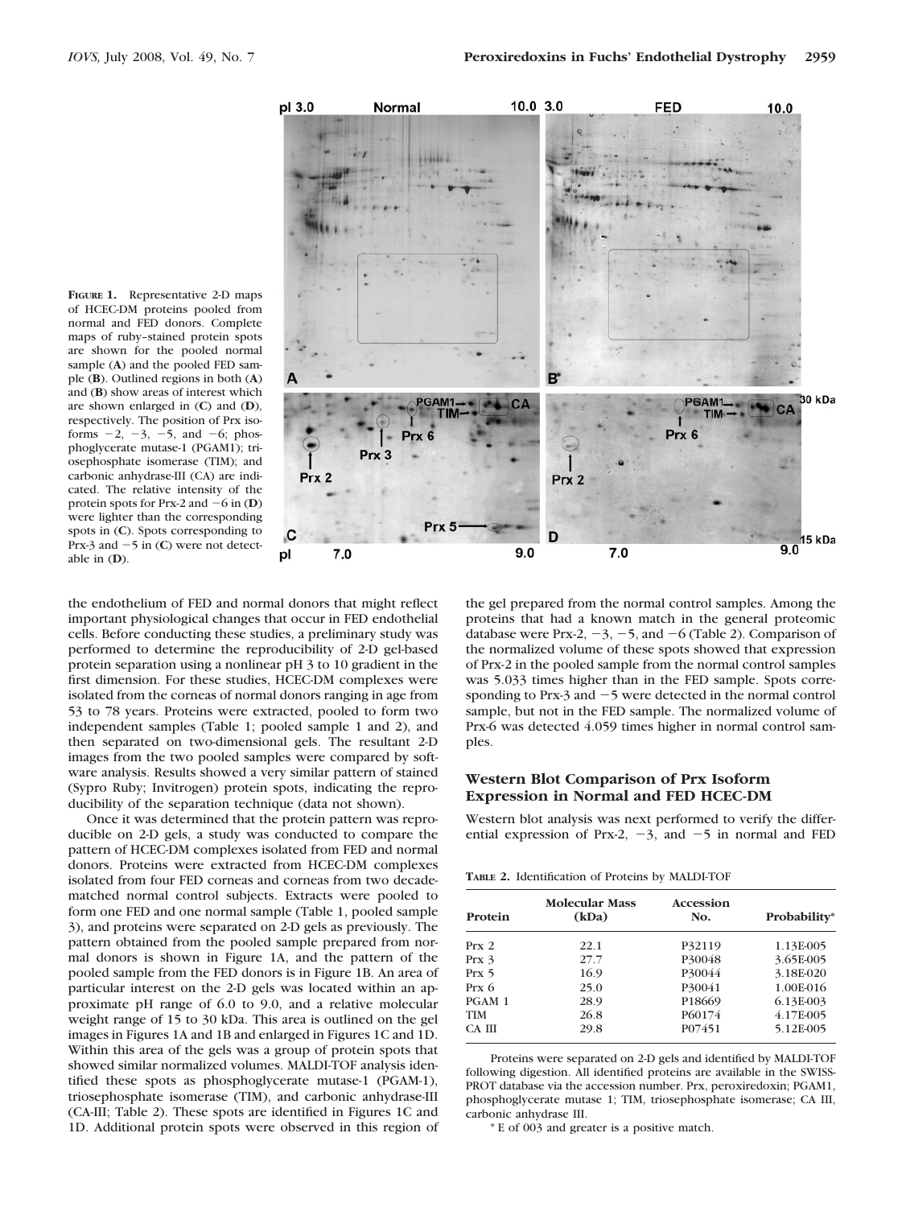**FIGURE 1.** Representative 2-D maps of HCEC-DM proteins pooled from normal and FED donors. Complete maps of ruby–stained protein spots are shown for the pooled normal sample (**A**) and the pooled FED sample (**B**). Outlined regions in both (**A**) and (**B**) show areas of interest which are shown enlarged in (**C**) and (**D**), respectively. The position of Prx isoforms −2, −3, −5, and −6; phosphoglycerate mutase-1 (PGAM1); triosephosphate isomerase (TIM); and carbonic anhydrase-III (CA) are indicated. The relative intensity of the protein spots for Prx-2 and −6 in (**D**) were lighter than the corresponding spots in (**C**). Spots corresponding to Prx-3 and −5 in (**C**) were not detectable in (**D**).

the endothelium of FED and normal donors that might reflect important physiological changes that occur in FED endothelial cells. Before conducting these studies, a preliminary study was performed to determine the reproducibility of 2-D gel-based protein separation using a nonlinear pH 3 to 10 gradient in the first dimension. For these studies, HCEC-DM complexes were isolated from the corneas of normal donors ranging in age from 53 to 78 years. Proteins were extracted, pooled to form two independent samples (Table 1; pooled sample 1 and 2), and then separated on two-dimensional gels. The resultant 2-D images from the two pooled samples were compared by software analysis. Results showed a very similar pattern of stained (Sypro Ruby; Invitrogen) protein spots, indicating the reproducibility of the separation technique (data not shown).

Once it was determined that the protein pattern was reproducible on 2-D gels, a study was conducted to compare the pattern of HCEC-DM complexes isolated from FED and normal donors. Proteins were extracted from HCEC-DM complexes isolated from four FED corneas and corneas from two decade-matched normal control subjects. Extracts were pooled to form one FED and one normal sample (Table 1, pooled sample 3), and proteins were separated on 2-D gels as previously. The pattern obtained from the pooled sample prepared from normal donors is shown in Figure 1A, and the pattern of the pooled sample from the FED donors is in Figure 1B. An area of particular interest on the 2-D gels was located within an approximate pH range of 6.0 to 9.0, and a relative molecular weight range of 15 to 30 kDa. This area is outlined on the gel images in Figures 1A and 1B and enlarged in Figures 1C and 1D. Within this area of the gels was a group of protein spots that showed similar normalized volumes. MALDI-TOF analysis identified these spots as phosphoglycerate mutase-1 (PGAM-1), triosephosphate isomerase (TIM), and carbonic anhydrase-III (CA-III; Table 2). These spots are identified in Figures 1C and 1D. Additional protein spots were observed in this region of the gel prepared from the normal control samples. Among the proteins that had a known match in the general proteomic database were Prx-2, −3, −5, and −6 (Table 2). Comparison of the normalized volume of these spots showed that expression of Prx-2 in the pooled sample from the normal control samples was 5.033 times higher than in the FED sample. Spots corresponding to Prx-3 and −5 were detected in the normal control sample, but not in the FED sample. The normalized volume of Prx-6 was detected 4.059 times higher in normal control samples.

### Western Blot Comparison of Prx Isoform Expression in Normal and FED HCEC-DM

Western blot analysis was next performed to verify the differential expression of Prx-2, −3, and −5 in normal and FED

**TABLE 2.** Identification of Proteins by MALDI-TOF

| Protein | Molecular Mass (kDa) | Accession No. | Probability* |
|---|---|---|---|
| Prx 2 | 22.1 | P32119 | 1.13E-005 |
| Prx 3 | 27.7 | P30048 | 3.65E-005 |
| Prx 5 | 16.9 | P30044 | 3.18E-020 |
| Prx 6 | 25.0 | P30041 | 1.00E-016 |
| PGAM 1 | 28.9 | P18669 | 6.13E-003 |
| TIM | 26.8 | P60174 | 4.17E-005 |
| CA III | 29.8 | P07451 | 5.12E-005 |

Proteins were separated on 2-D gels and identified by MALDI-TOF following digestion. All identified proteins are available in the SWISS-PROT database via the accession number. Prx, peroxiredoxin; PGAM1, phosphoglycerate mutase 1; TIM, triosephosphate isomerase; CA III, carbonic anhydrase III.

* E of 003 and greater is a positive match.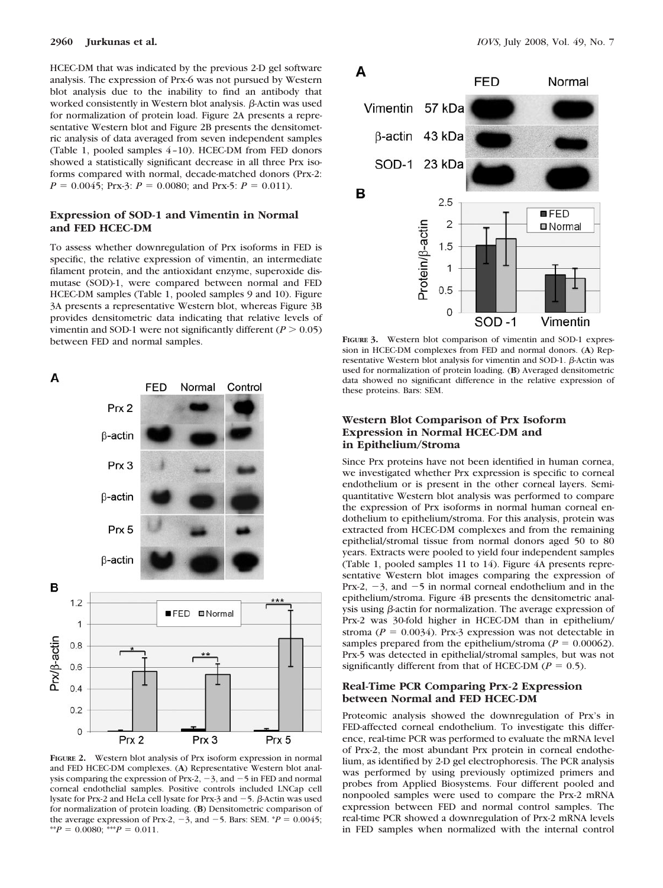HCEC-DM that was indicated by the previous 2-D gel software analysis. The expression of Prx-6 was not pursued by Western blot analysis due to the inability to find an antibody that worked consistently in Western blot analysis. β-Actin was used for normalization of protein load. Figure 2A presents a representative Western blot and Figure 2B presents the densitometric analysis of data averaged from seven independent samples (Table 1, pooled samples 4–10). HCEC-DM from FED donors showed a statistically significant decrease in all three Prx isoforms compared with normal, decade-matched donors (Prx-2: $P = 0.0045$; Prx-3: $P = 0.0080$; and Prx-5: $P = 0.011$).

### Expression of SOD-1 and Vimentin in Normal and FED HCEC-DM

To assess whether downregulation of Prx isoforms in FED is specific, the relative expression of vimentin, an intermediate filament protein, and the antioxidant enzyme, superoxide dismutase (SOD)-1, were compared between normal and FED HCEC-DM samples (Table 1, pooled samples 9 and 10). Figure 3A presents a representative Western blot, whereas Figure 3B provides densitometric data indicating that relative levels of vimentin and SOD-1 were not significantly different ($P > 0.05$) between FED and normal samples.

**FIGURE 2.** Western blot analysis of Prx isoform expression in normal and FED HCEC-DM complexes. (**A**) Representative Western blot analysis comparing the expression of Prx-2, −3, and −5 in FED and normal corneal endothelial samples. Positive controls included LNCap cell lysate for Prx-2 and HeLa cell lysate for Prx-3 and −5. β-Actin was used for normalization of protein loading. (**B**) Densitometric comparison of the average expression of Prx-2, −3, and −5. Bars: SEM. \*$P = 0.0045$; \*\*$P = 0.0080$; \*\*\*$P = 0.011$.

**FIGURE 3.** Western blot comparison of vimentin and SOD-1 expression in HCEC-DM complexes from FED and normal donors. (**A**) Representative Western blot analysis for vimentin and SOD-1. β-Actin was used for normalization of protein loading. (**B**) Averaged densitometric data showed no significant difference in the relative expression of these proteins. Bars: SEM.

### Western Blot Comparison of Prx Isoform Expression in Normal HCEC-DM and in Epithelium/Stroma

Since Prx proteins have not been identified in human cornea, we investigated whether Prx expression is specific to corneal endothelium or is present in the other corneal layers. Semi-quantitative Western blot analysis was performed to compare the expression of Prx isoforms in normal human corneal endothelium to epithelium/stroma. For this analysis, protein was extracted from HCEC-DM complexes and from the remaining epithelial/stromal tissue from normal donors aged 50 to 80 years. Extracts were pooled to yield four independent samples (Table 1, pooled samples 11 to 14). Figure 4A presents representative Western blot images comparing the expression of Prx-2, −3, and −5 in normal corneal endothelium and in the epithelium/stroma. Figure 4B presents the densitometric analysis using β-actin for normalization. The average expression of Prx-2 was 30-fold higher in HCEC-DM than in epithelium/stroma ($P = 0.0034$). Prx-3 expression was not detectable in samples prepared from the epithelium/stroma ($P = 0.00062$). Prx-5 was detected in epithelial/stromal samples, but was not significantly different from that of HCEC-DM ($P = 0.5$).

### Real-Time PCR Comparing Prx-2 Expression between Normal and FED HCEC-DM

Proteomic analysis showed the downregulation of Prx's in FED-affected corneal endothelium. To investigate this difference, real-time PCR was performed to evaluate the mRNA level of Prx-2, the most abundant Prx protein in corneal endothelium, as identified by 2-D gel electrophoresis. The PCR analysis was performed by using previously optimized primers and probes from Applied Biosystems. Four different pooled and nonpooled samples were used to compare the Prx-2 mRNA expression between FED and normal control samples. The real-time PCR showed a downregulation of Prx-2 mRNA levels in FED samples when normalized with the internal control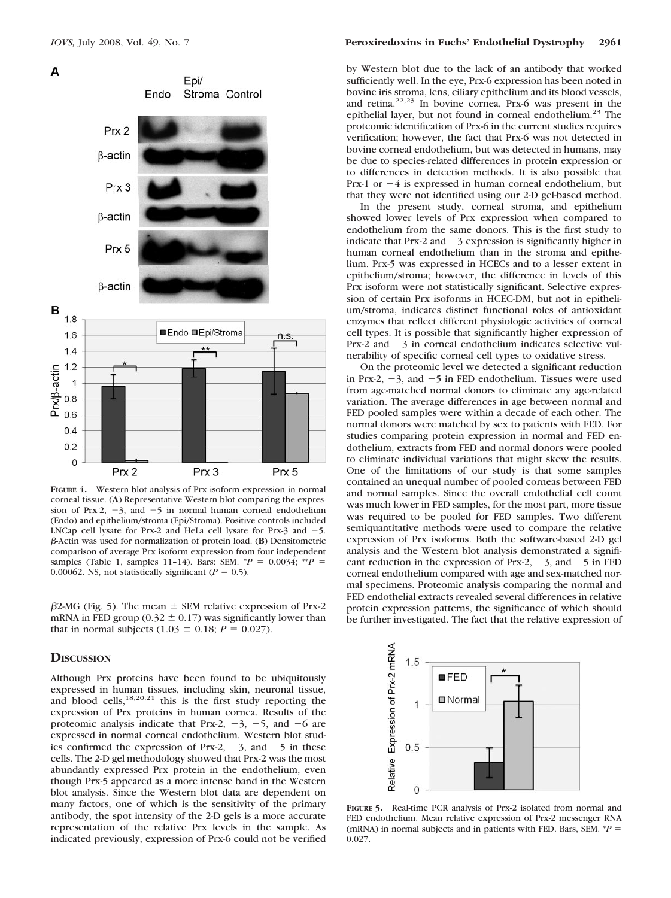**Figure 4.** Western blot analysis of Prx isoform expression in normal corneal tissue. (**A**) Representative Western blot comparing the expression of Prx-2, −3, and −5 in normal human corneal endothelium (Endo) and epithelium/stroma (Epi/Stroma). Positive controls included LNCap cell lysate for Prx-2 and HeLa cell lysate for Prx-3 and −5. β-Actin was used for normalization of protein load. (**B**) Densitometric comparison of average Prx isoform expression from four independent samples (Table 1, samples 11–14). Bars: SEM. *$P = 0.0034$; **$P = 0.00062$. NS, not statistically significant ($P = 0.5$).

β2-MG (Fig. 5). The mean ± SEM relative expression of Prx-2 mRNA in FED group (0.32 ± 0.17) was significantly lower than that in normal subjects (1.03 ± 0.18; $P = 0.027$).

## Discussion

Although Prx proteins have been found to be ubiquitously expressed in human tissues, including skin, neuronal tissue, and blood cells,[18,20,21] this is the first study reporting the expression of Prx proteins in human cornea. Results of the proteomic analysis indicate that Prx-2, −3, −5, and −6 are expressed in normal corneal endothelium. Western blot studies confirmed the expression of Prx-2, −3, and −5 in these cells. The 2-D gel methodology showed that Prx-2 was the most abundantly expressed Prx protein in the endothelium, even though Prx-5 appeared as a more intense band in the Western blot analysis. Since the Western blot data are dependent on many factors, one of which is the sensitivity of the primary antibody, the spot intensity of the 2-D gels is a more accurate representation of the relative Prx levels in the sample. As indicated previously, expression of Prx-6 could not be verified by Western blot due to the lack of an antibody that worked sufficiently well. In the eye, Prx-6 expression has been noted in bovine iris stroma, lens, ciliary epithelium and its blood vessels, and retina.[22,23] In bovine cornea, Prx-6 was present in the epithelial layer, but not found in corneal endothelium.[23] The proteomic identification of Prx-6 in the current studies requires verification; however, the fact that Prx-6 was not detected in bovine corneal endothelium, but was detected in humans, may be due to species-related differences in protein expression or to differences in detection methods. It is also possible that Prx-1 or −4 is expressed in human corneal endothelium, but that they were not identified using our 2-D gel-based method.

In the present study, corneal stroma, and epithelium showed lower levels of Prx expression when compared to endothelium from the same donors. This is the first study to indicate that Prx-2 and −3 expression is significantly higher in human corneal endothelium than in the stroma and epithelium. Prx-5 was expressed in HCECs and to a lesser extent in epithelium/stroma; however, the difference in levels of this Prx isoform were not statistically significant. Selective expression of certain Prx isoforms in HCEC-DM, but not in epithelium/stroma, indicates distinct functional roles of antioxidant enzymes that reflect different physiologic activities of corneal cell types. It is possible that significantly higher expression of Prx-2 and −3 in corneal endothelium indicates selective vulnerability of specific corneal cell types to oxidative stress.

On the proteomic level we detected a significant reduction in Prx-2, −3, and −5 in FED endothelium. Tissues were used from age-matched normal donors to eliminate any age-related variation. The average differences in age between normal and FED pooled samples were within a decade of each other. The normal donors were matched by sex to patients with FED. For studies comparing protein expression in normal and FED endothelium, extracts from FED and normal donors were pooled to eliminate individual variations that might skew the results. One of the limitations of our study is that some samples contained an unequal number of pooled corneas between FED and normal samples. Since the overall endothelial cell count was much lower in FED samples, for the most part, more tissue was required to be pooled for FED samples. Two different semiquantitative methods were used to compare the relative expression of Prx isoforms. Both the software-based 2-D gel analysis and the Western blot analysis demonstrated a significant reduction in the expression of Prx-2, −3, and −5 in FED corneal endothelium compared with age and sex-matched normal specimens. Proteomic analysis comparing the normal and FED endothelial extracts revealed several differences in relative protein expression patterns, the significance of which should be further investigated. The fact that the relative expression of

**Figure 5.** Real-time PCR analysis of Prx-2 isolated from normal and FED endothelium. Mean relative expression of Prx-2 messenger RNA (mRNA) in normal subjects and in patients with FED. Bars, SEM. *$P = 0.027$.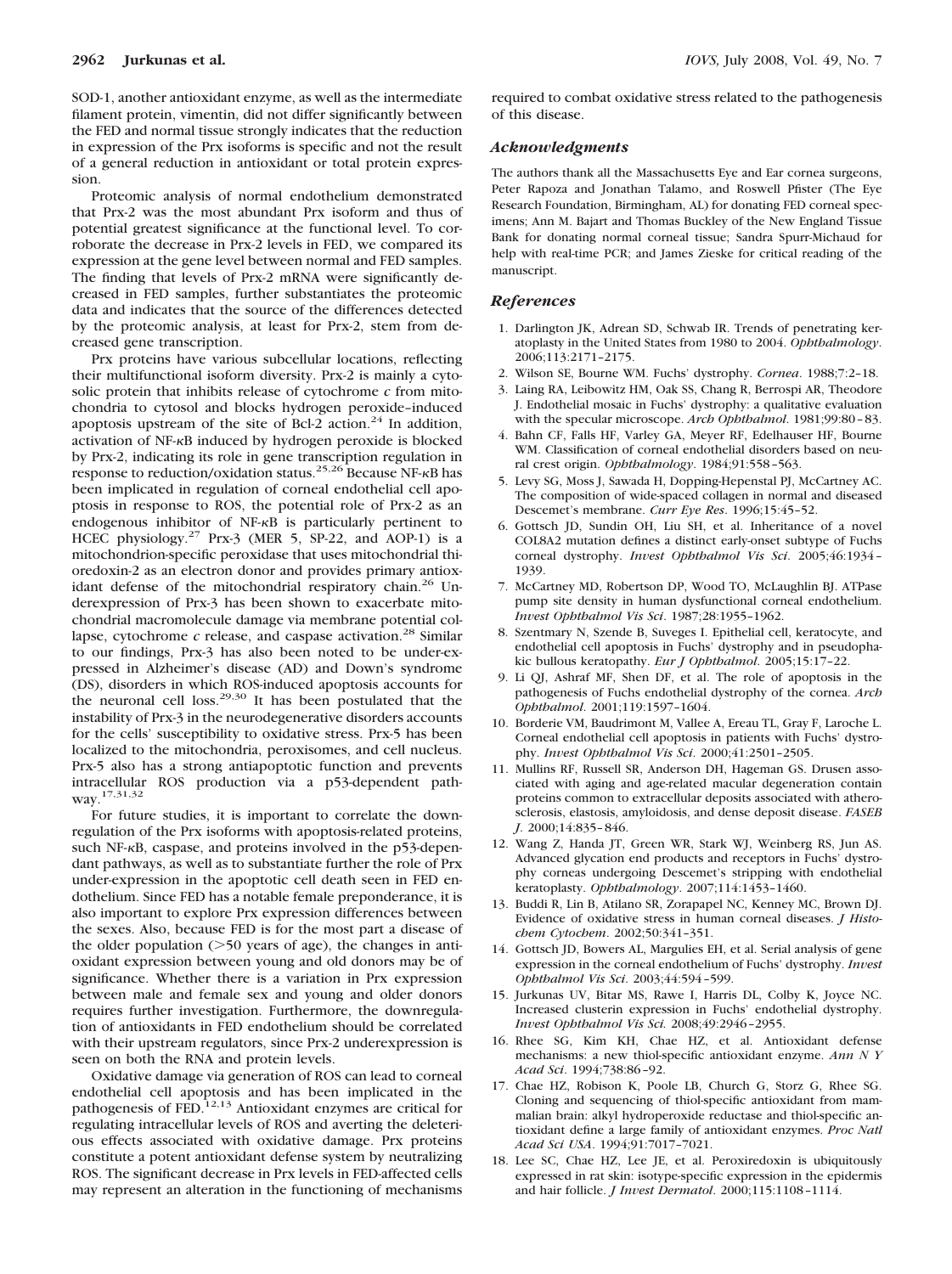SOD-1, another antioxidant enzyme, as well as the intermediate filament protein, vimentin, did not differ significantly between the FED and normal tissue strongly indicates that the reduction in expression of the Prx isoforms is specific and not the result of a general reduction in antioxidant or total protein expression.

Proteomic analysis of normal endothelium demonstrated that Prx-2 was the most abundant Prx isoform and thus of potential greatest significance at the functional level. To corroborate the decrease in Prx-2 levels in FED, we compared its expression at the gene level between normal and FED samples. The finding that levels of Prx-2 mRNA were significantly decreased in FED samples, further substantiates the proteomic data and indicates that the source of the differences detected by the proteomic analysis, at least for Prx-2, stem from decreased gene transcription.

Prx proteins have various subcellular locations, reflecting their multifunctional isoform diversity. Prx-2 is mainly a cytosolic protein that inhibits release of cytochrome *c* from mitochondria to cytosol and blocks hydrogen peroxide–induced apoptosis upstream of the site of Bcl-2 action.[24] In addition, activation of NF-κB induced by hydrogen peroxide is blocked by Prx-2, indicating its role in gene transcription regulation in response to reduction/oxidation status.[25,26] Because NF-κB has been implicated in regulation of corneal endothelial cell apoptosis in response to ROS, the potential role of Prx-2 as an endogenous inhibitor of NF-κB is particularly pertinent to HCEC physiology.[27] Prx-3 (MER 5, SP-22, and AOP-1) is a mitochondrion-specific peroxidase that uses mitochondrial thioredoxin-2 as an electron donor and provides primary antioxidant defense of the mitochondrial respiratory chain.[26] Underexpression of Prx-3 has been shown to exacerbate mitochondrial macromolecule damage via membrane potential collapse, cytochrome *c* release, and caspase activation.[28] Similar to our findings, Prx-3 has also been noted to be under-expressed in Alzheimer's disease (AD) and Down's syndrome (DS), disorders in which ROS-induced apoptosis accounts for the neuronal cell loss.[29,30] It has been postulated that the instability of Prx-3 in the neurodegenerative disorders accounts for the cells' susceptibility to oxidative stress. Prx-5 has been localized to the mitochondria, peroxisomes, and cell nucleus. Prx-5 also has a strong antiapoptotic function and prevents intracellular ROS production via a p53-dependent pathway.[17,31,32]

For future studies, it is important to correlate the downregulation of the Prx isoforms with apoptosis-related proteins, such NF-κB, caspase, and proteins involved in the p53-dependant pathways, as well as to substantiate further the role of Prx under-expression in the apoptotic cell death seen in FED endothelium. Since FED has a notable female preponderance, it is also important to explore Prx expression differences between the sexes. Also, because FED is for the most part a disease of the older population (>50 years of age), the changes in antioxidant expression between young and old donors may be of significance. Whether there is a variation in Prx expression between male and female sex and young and older donors requires further investigation. Furthermore, the downregulation of antioxidants in FED endothelium should be correlated with their upstream regulators, since Prx-2 underexpression is seen on both the RNA and protein levels.

Oxidative damage via generation of ROS can lead to corneal endothelial cell apoptosis and has been implicated in the pathogenesis of FED.[12,13] Antioxidant enzymes are critical for regulating intracellular levels of ROS and averting the deleterious effects associated with oxidative damage. Prx proteins constitute a potent antioxidant defense system by neutralizing ROS. The significant decrease in Prx levels in FED-affected cells may represent an alteration in the functioning of mechanisms required to combat oxidative stress related to the pathogenesis of this disease.

### *Acknowledgments*

The authors thank all the Massachusetts Eye and Ear cornea surgeons, Peter Rapoza and Jonathan Talamo, and Roswell Pfister (The Eye Research Foundation, Birmingham, AL) for donating FED corneal specimens; Ann M. Bajart and Thomas Buckley of the New England Tissue Bank for donating normal corneal tissue; Sandra Spurr-Michaud for help with real-time PCR; and James Zieske for critical reading of the manuscript.

### *References*

1. Darlington JK, Adrean SD, Schwab IR. Trends of penetrating keratoplasty in the United States from 1980 to 2004. *Ophthalmology*. 2006;113:2171–2175.
2. Wilson SE, Bourne WM. Fuchs' dystrophy. *Cornea*. 1988;7:2–18.
3. Laing RA, Leibowitz HM, Oak SS, Chang R, Berrospi AR, Theodore J. Endothelial mosaic in Fuchs' dystrophy: a qualitative evaluation with the specular microscope. *Arch Ophthalmol*. 1981;99:80–83.
4. Bahn CF, Falls HF, Varley GA, Meyer RF, Edelhauser HF, Bourne WM. Classification of corneal endothelial disorders based on neural crest origin. *Ophthalmology*. 1984;91:558–563.
5. Levy SG, Moss J, Sawada H, Dopping-Hepenstal PJ, McCartney AC. The composition of wide-spaced collagen in normal and diseased Descemet's membrane. *Curr Eye Res*. 1996;15:45–52.
6. Gottsch JD, Sundin OH, Liu SH, et al. Inheritance of a novel COL8A2 mutation defines a distinct early-onset subtype of Fuchs corneal dystrophy. *Invest Ophthalmol Vis Sci*. 2005;46:1934–1939.
7. McCartney MD, Robertson DP, Wood TO, McLaughlin BJ. ATPase pump site density in human dysfunctional corneal endothelium. *Invest Ophthalmol Vis Sci*. 1987;28:1955–1962.
8. Szentmary N, Szende B, Suveges I. Epithelial cell, keratocyte, and endothelial cell apoptosis in Fuchs' dystrophy and in pseudophakic bullous keratopathy. *Eur J Ophthalmol*. 2005;15:17–22.
9. Li QJ, Ashraf MF, Shen DF, et al. The role of apoptosis in the pathogenesis of Fuchs endothelial dystrophy of the cornea. *Arch Ophthalmol*. 2001;119:1597–1604.
10. Borderie VM, Baudrimont M, Vallee A, Ereau TL, Gray F, Laroche L. Corneal endothelial cell apoptosis in patients with Fuchs' dystrophy. *Invest Ophthalmol Vis Sci*. 2000;41:2501–2505.
11. Mullins RF, Russell SR, Anderson DH, Hageman GS. Drusen associated with aging and age-related macular degeneration contain proteins common to extracellular deposits associated with atherosclerosis, elastosis, amyloidosis, and dense deposit disease. *FASEB J*. 2000;14:835–846.
12. Wang Z, Handa JT, Green WR, Stark WJ, Weinberg RS, Jun AS. Advanced glycation end products and receptors in Fuchs' dystrophy corneas undergoing Descemet's stripping with endothelial keratoplasty. *Ophthalmology*. 2007;114:1453–1460.
13. Buddi R, Lin B, Atilano SR, Zorapapel NC, Kenney MC, Brown DJ. Evidence of oxidative stress in human corneal diseases. *J Histochem Cytochem*. 2002;50:341–351.
14. Gottsch JD, Bowers AL, Margulies EH, et al. Serial analysis of gene expression in the corneal endothelium of Fuchs' dystrophy. *Invest Ophthalmol Vis Sci*. 2003;44:594–599.
15. Jurkunas UV, Bitar MS, Rawe I, Harris DL, Colby K, Joyce NC. Increased clusterin expression in Fuchs' endothelial dystrophy. *Invest Ophthalmol Vis Sci*. 2008;49:2946–2955.
16. Rhee SG, Kim KH, Chae HZ, et al. Antioxidant defense mechanisms: a new thiol-specific antioxidant enzyme. *Ann N Y Acad Sci*. 1994;738:86–92.
17. Chae HZ, Robison K, Poole LB, Church G, Storz G, Rhee SG. Cloning and sequencing of thiol-specific antioxidant from mammalian brain: alkyl hydroperoxide reductase and thiol-specific antioxidant define a large family of antioxidant enzymes. *Proc Natl Acad Sci USA*. 1994;91:7017–7021.
18. Lee SC, Chae HZ, Lee JE, et al. Peroxiredoxin is ubiquitously expressed in rat skin: isotype-specific expression in the epidermis and hair follicle. *J Invest Dermatol*. 2000;115:1108–1114.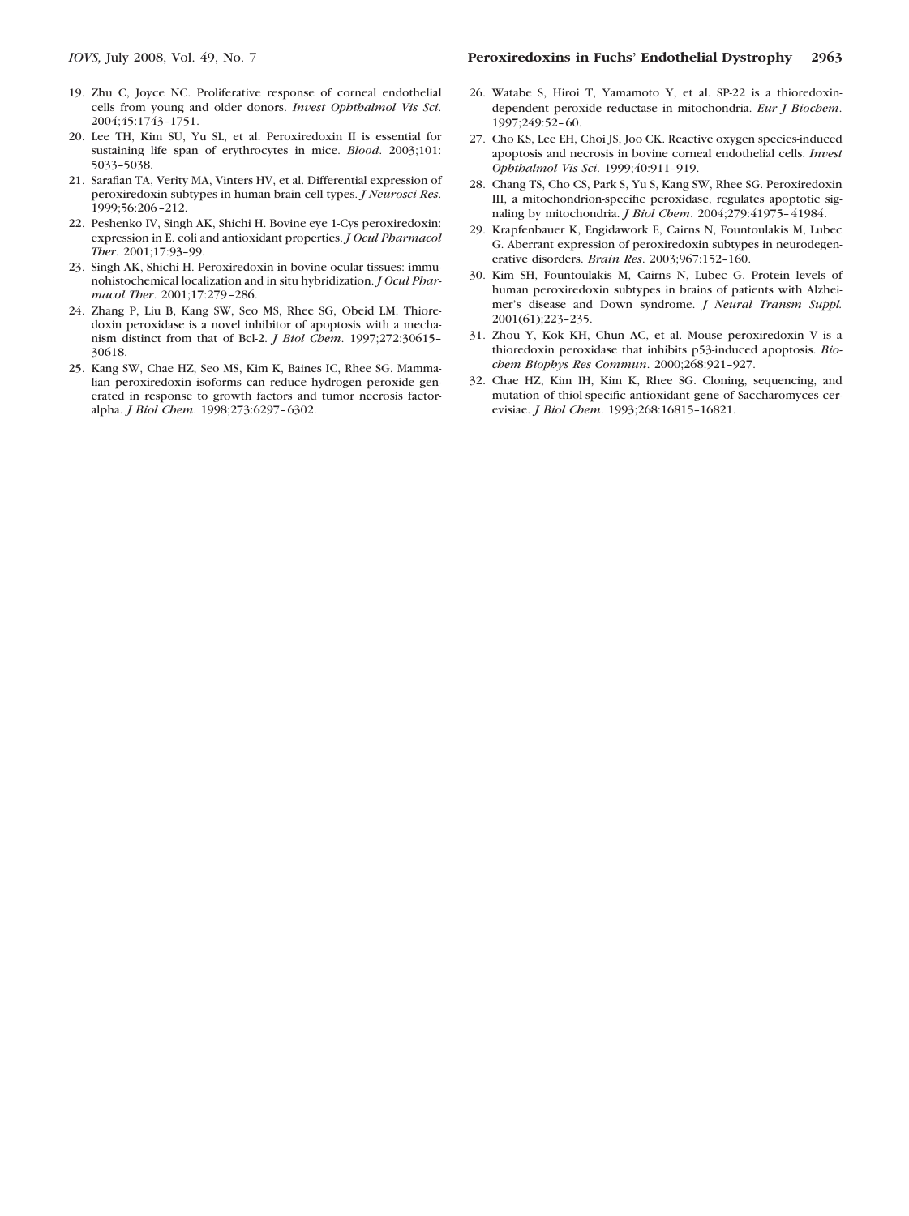19. Zhu C, Joyce NC. Proliferative response of corneal endothelial cells from young and older donors. *Invest Ophthalmol Vis Sci*. 2004;45:1743–1751.
20. Lee TH, Kim SU, Yu SL, et al. Peroxiredoxin II is essential for sustaining life span of erythrocytes in mice. *Blood*. 2003;101:5033–5038.
21. Sarafian TA, Verity MA, Vinters HV, et al. Differential expression of peroxiredoxin subtypes in human brain cell types. *J Neurosci Res*. 1999;56:206–212.
22. Peshenko IV, Singh AK, Shichi H. Bovine eye 1-Cys peroxiredoxin: expression in E. coli and antioxidant properties. *J Ocul Pharmacol Ther*. 2001;17:93–99.
23. Singh AK, Shichi H. Peroxiredoxin in bovine ocular tissues: immunohistochemical localization and in situ hybridization. *J Ocul Pharmacol Ther*. 2001;17:279–286.
24. Zhang P, Liu B, Kang SW, Seo MS, Rhee SG, Obeid LM. Thioredoxin peroxidase is a novel inhibitor of apoptosis with a mechanism distinct from that of Bcl-2. *J Biol Chem*. 1997;272:30615–30618.
25. Kang SW, Chae HZ, Seo MS, Kim K, Baines IC, Rhee SG. Mammalian peroxiredoxin isoforms can reduce hydrogen peroxide generated in response to growth factors and tumor necrosis factor-alpha. *J Biol Chem*. 1998;273:6297–6302.
26. Watabe S, Hiroi T, Yamamoto Y, et al. SP-22 is a thioredoxin-dependent peroxide reductase in mitochondria. *Eur J Biochem*. 1997;249:52–60.
27. Cho KS, Lee EH, Choi JS, Joo CK. Reactive oxygen species-induced apoptosis and necrosis in bovine corneal endothelial cells. *Invest Ophthalmol Vis Sci*. 1999;40:911–919.
28. Chang TS, Cho CS, Park S, Yu S, Kang SW, Rhee SG. Peroxiredoxin III, a mitochondrion-specific peroxidase, regulates apoptotic signaling by mitochondria. *J Biol Chem*. 2004;279:41975–41984.
29. Krapfenbauer K, Engidawork E, Cairns N, Fountoulakis M, Lubec G. Aberrant expression of peroxiredoxin subtypes in neurodegenerative disorders. *Brain Res*. 2003;967:152–160.
30. Kim SH, Fountoulakis M, Cairns N, Lubec G. Protein levels of human peroxiredoxin subtypes in brains of patients with Alzheimer's disease and Down syndrome. *J Neural Transm Suppl*. 2001(61);223–235.
31. Zhou Y, Kok KH, Chun AC, et al. Mouse peroxiredoxin V is a thioredoxin peroxidase that inhibits p53-induced apoptosis. *Biochem Biophys Res Commun*. 2000;268:921–927.
32. Chae HZ, Kim IH, Kim K, Rhee SG. Cloning, sequencing, and mutation of thiol-specific antioxidant gene of Saccharomyces cerevisiae. *J Biol Chem*. 1993;268:16815–16821.